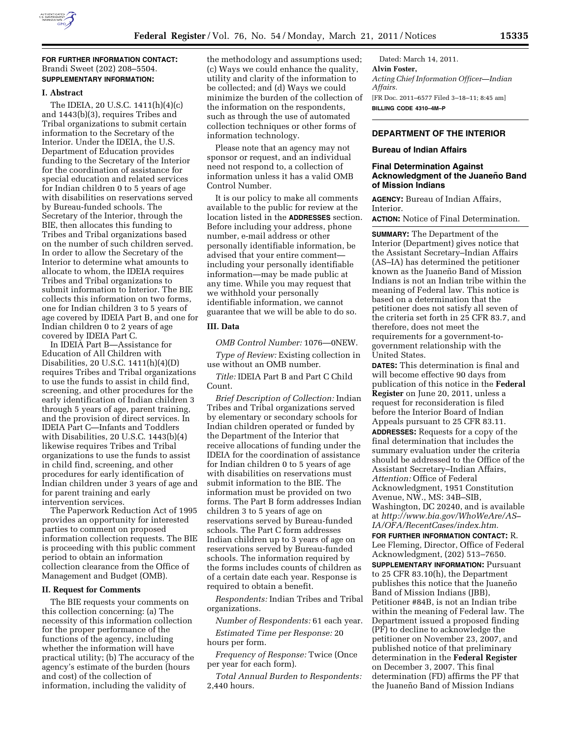**FOR FURTHER INFORMATION CONTACT:** Brandi Sweet (202) 208–5504.

**SUPPLEMENTARY INFORMATION:**

## I. Abstract

The IDEIA, 20 U.S.C. 1411(h)(4)(c) and 1443(b)(3), requires Tribes and Tribal organizations to submit certain information to the Secretary of the Interior. Under the IDEIA, the U.S. Department of Education provides funding to the Secretary of the Interior for the coordination of assistance for special education and related services for Indian children 0 to 5 years of age with disabilities on reservations served by Bureau-funded schools. The Secretary of the Interior, through the BIE, then allocates this funding to Tribes and Tribal organizations based on the number of such children served. In order to allow the Secretary of the Interior to determine what amounts to allocate to whom, the IDEIA requires Tribes and Tribal organizations to submit information to Interior. The BIE collects this information on two forms, one for Indian children 3 to 5 years of age covered by IDEIA Part B, and one for Indian children 0 to 2 years of age covered by IDEIA Part C.

In IDEIA Part B—Assistance for Education of All Children with Disabilities, 20 U.S.C. 1411(h)(4)(D) requires Tribes and Tribal organizations to use the funds to assist in child find, screening, and other procedures for the early identification of Indian children 3 through 5 years of age, parent training, and the provision of direct services. In IDEIA Part C—Infants and Toddlers with Disabilities, 20 U.S.C. 1443(b)(4) likewise requires Tribes and Tribal organizations to use the funds to assist in child find, screening, and other procedures for early identification of Indian children under 3 years of age and for parent training and early intervention services.

The Paperwork Reduction Act of 1995 provides an opportunity for interested parties to comment on proposed information collection requests. The BIE is proceeding with this public comment period to obtain an information collection clearance from the Office of Management and Budget (OMB).

## II. Request for Comments

The BIE requests your comments on this collection concerning: (a) The necessity of this information collection for the proper performance of the functions of the agency, including whether the information will have practical utility; (b) The accuracy of the agency's estimate of the burden (hours and cost) of the collection of information, including the validity of the methodology and assumptions used; (c) Ways we could enhance the quality, utility and clarity of the information to be collected; and (d) Ways we could minimize the burden of the collection of the information on the respondents, such as through the use of automated collection techniques or other forms of information technology.

Please note that an agency may not sponsor or request, and an individual need not respond to, a collection of information unless it has a valid OMB Control Number.

It is our policy to make all comments available to the public for review at the location listed in the **ADDRESSES** section. Before including your address, phone number, e-mail address or other personally identifiable information, be advised that your entire comment—including your personally identifiable information—may be made public at any time. While you may request that we withhold your personally identifiable information, we cannot guarantee that we will be able to do so.

## III. Data

*OMB Control Number:* 1076—0NEW.

*Type of Review:* Existing collection in use without an OMB number.

*Title:* IDEIA Part B and Part C Child Count.

*Brief Description of Collection:* Indian Tribes and Tribal organizations served by elementary or secondary schools for Indian children operated or funded by the Department of the Interior that receive allocations of funding under the IDEIA for the coordination of assistance for Indian children 0 to 5 years of age with disabilities on reservations must submit information to the BIE. The information must be provided on two forms. The Part B form addresses Indian children 3 to 5 years of age on reservations served by Bureau-funded schools. The Part C form addresses Indian children up to 3 years of age on reservations served by Bureau-funded schools. The information required by the forms includes counts of children as of a certain date each year. Response is required to obtain a benefit.

*Respondents:* Indian Tribes and Tribal organizations.

*Number of Respondents:* 61 each year.

*Estimated Time per Response:* 20 hours per form.

*Frequency of Response:* Twice (Once per year for each form).

*Total Annual Burden to Respondents:* 2,440 hours.

Dated: March 14, 2011.

**Alvin Foster,**

*Acting Chief Information Officer—Indian Affairs.*

[FR Doc. 2011–6577 Filed 3–18–11; 8:45 am]

**BILLING CODE 4310–4M–P**

---

# DEPARTMENT OF THE INTERIOR

## Bureau of Indian Affairs

### Final Determination Against Acknowledgment of the Juaneño Band of Mission Indians

**AGENCY:** Bureau of Indian Affairs, Interior.

**ACTION:** Notice of Final Determination.

**SUMMARY:** The Department of the Interior (Department) gives notice that the Assistant Secretary–Indian Affairs (AS–IA) has determined the petitioner known as the Juaneño Band of Mission Indians is not an Indian tribe within the meaning of Federal law. This notice is based on a determination that the petitioner does not satisfy all seven of the criteria set forth in 25 CFR 83.7, and therefore, does not meet the requirements for a government-to-government relationship with the United States.

**DATES:** This determination is final and will become effective 90 days from publication of this notice in the **Federal Register** on June 20, 2011, unless a request for reconsideration is filed before the Interior Board of Indian Appeals pursuant to 25 CFR 83.11.

**ADDRESSES:** Requests for a copy of the final determination that includes the summary evaluation under the criteria should be addressed to the Office of the Assistant Secretary–Indian Affairs, *Attention:* Office of Federal Acknowledgment, 1951 Constitution Avenue, NW., MS: 34B–SIB, Washington, DC 20240, and is available at *http://www.bia.gov/WhoWeAre/AS–IA/OFA/RecentCases/index.htm.*

**FOR FURTHER INFORMATION CONTACT:** R. Lee Fleming, Director, Office of Federal Acknowledgment, (202) 513–7650.

**SUPPLEMENTARY INFORMATION:** Pursuant to 25 CFR 83.10(h), the Department publishes this notice that the Juaneño Band of Mission Indians (JBB), Petitioner #84B, is not an Indian tribe within the meaning of Federal law. The Department issued a proposed finding (PF) to decline to acknowledge the petitioner on November 23, 2007, and published notice of that preliminary determination in the **Federal Register** on December 3, 2007. This final determination (FD) affirms the PF that the Juaneño Band of Mission Indians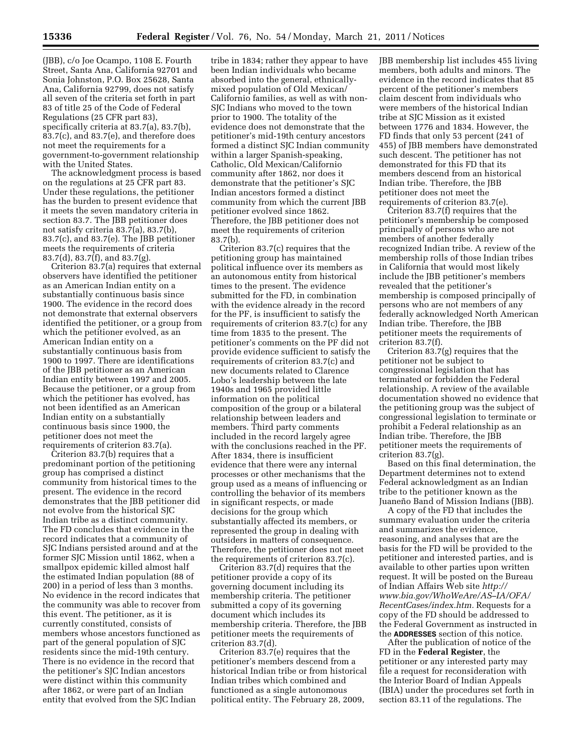(JBB), c/o Joe Ocampo, 1108 E. Fourth Street, Santa Ana, California 92701 and Sonia Johnston, P.O. Box 25628, Santa Ana, California 92799, does not satisfy all seven of the criteria set forth in part 83 of title 25 of the Code of Federal Regulations (25 CFR part 83), specifically criteria at 83.7(a), 83.7(b), 83.7(c), and 83.7(e), and therefore does not meet the requirements for a government-to-government relationship with the United States.

The acknowledgment process is based on the regulations at 25 CFR part 83. Under these regulations, the petitioner has the burden to present evidence that it meets the seven mandatory criteria in section 83.7. The JBB petitioner does not satisfy criteria 83.7(a), 83.7(b), 83.7(c), and 83.7(e). The JBB petitioner meets the requirements of criteria 83.7(d), 83.7(f), and 83.7(g).

Criterion 83.7(a) requires that external observers have identified the petitioner as an American Indian entity on a substantially continuous basis since 1900. The evidence in the record does not demonstrate that external observers identified the petitioner, or a group from which the petitioner evolved, as an American Indian entity on a substantially continuous basis from 1900 to 1997. There are identifications of the JBB petitioner as an American Indian entity between 1997 and 2005. Because the petitioner, or a group from which the petitioner has evolved, has not been identified as an American Indian entity on a substantially continuous basis since 1900, the petitioner does not meet the requirements of criterion 83.7(a).

Criterion 83.7(b) requires that a predominant portion of the petitioning group has comprised a distinct community from historical times to the present. The evidence in the record demonstrates that the JBB petitioner did not evolve from the historical SJC Indian tribe as a distinct community. The FD concludes that evidence in the record indicates that a community of SJC Indians persisted around and at the former SJC Mission until 1862, when a smallpox epidemic killed almost half the estimated Indian population (88 of 200) in a period of less than 3 months. No evidence in the record indicates that the community was able to recover from this event. The petitioner, as it is currently constituted, consists of members whose ancestors functioned as part of the general population of SJC residents since the mid-19th century. There is no evidence in the record that the petitioner's SJC Indian ancestors were distinct within this community after 1862, or were part of an Indian entity that evolved from the SJC Indian tribe in 1834; rather they appear to have been Indian individuals who became absorbed into the general, ethnically-mixed population of Old Mexican/Californio families, as well as with non-SJC Indians who moved to the town prior to 1900. The totality of the evidence does not demonstrate that the petitioner's mid-19th century ancestors formed a distinct SJC Indian community within a larger Spanish-speaking, Catholic, Old Mexican/Californio community after 1862, nor does it demonstrate that the petitioner's SJC Indian ancestors formed a distinct community from which the current JBB petitioner evolved since 1862. Therefore, the JBB petitioner does not meet the requirements of criterion 83.7(b).

Criterion 83.7(c) requires that the petitioning group has maintained political influence over its members as an autonomous entity from historical times to the present. The evidence submitted for the FD, in combination with the evidence already in the record for the PF, is insufficient to satisfy the requirements of criterion 83.7(c) for any time from 1835 to the present. The petitioner's comments on the PF did not provide evidence sufficient to satisfy the requirements of criterion 83.7(c) and new documents related to Clarence Lobo's leadership between the late 1940s and 1965 provided little information on the political composition of the group or a bilateral relationship between leaders and members. Third party comments included in the record largely agree with the conclusions reached in the PF. After 1834, there is insufficient evidence that there were any internal processes or other mechanisms that the group used as a means of influencing or controlling the behavior of its members in significant respects, or made decisions for the group which substantially affected its members, or represented the group in dealing with outsiders in matters of consequence. Therefore, the petitioner does not meet the requirements of criterion 83.7(c).

Criterion 83.7(d) requires that the petitioner provide a copy of its governing document including its membership criteria. The petitioner submitted a copy of its governing document which includes its membership criteria. Therefore, the JBB petitioner meets the requirements of criterion 83.7(d).

Criterion 83.7(e) requires that the petitioner's members descend from a historical Indian tribe or from historical Indian tribes which combined and functioned as a single autonomous political entity. The February 28, 2009, JBB membership list includes 455 living members, both adults and minors. The evidence in the record indicates that 85 percent of the petitioner's members claim descent from individuals who were members of the historical Indian tribe at SJC Mission as it existed between 1776 and 1834. However, the FD finds that only 53 percent (241 of 455) of JBB members have demonstrated such descent. The petitioner has not demonstrated for this FD that its members descend from an historical Indian tribe. Therefore, the JBB petitioner does not meet the requirements of criterion 83.7(e).

Criterion 83.7(f) requires that the petitioner's membership be composed principally of persons who are not members of another federally recognized Indian tribe. A review of the membership rolls of those Indian tribes in California that would most likely include the JBB petitioner's members revealed that the petitioner's membership is composed principally of persons who are not members of any federally acknowledged North American Indian tribe. Therefore, the JBB petitioner meets the requirements of criterion 83.7(f).

Criterion 83.7(g) requires that the petitioner not be subject to congressional legislation that has terminated or forbidden the Federal relationship. A review of the available documentation showed no evidence that the petitioning group was the subject of congressional legislation to terminate or prohibit a Federal relationship as an Indian tribe. Therefore, the JBB petitioner meets the requirements of criterion 83.7(g).

Based on this final determination, the Department determines not to extend Federal acknowledgment as an Indian tribe to the petitioner known as the Juaneño Band of Mission Indians (JBB).

A copy of the FD that includes the summary evaluation under the criteria and summarizes the evidence, reasoning, and analyses that are the basis for the FD will be provided to the petitioner and interested parties, and is available to other parties upon written request. It will be posted on the Bureau of Indian Affairs Web site *http://www.bia.gov/WhoWeAre/AS–IA/OFA/RecentCases/index.htm.* Requests for a copy of the FD should be addressed to the Federal Government as instructed in the **ADDRESSES** section of this notice.

After the publication of notice of the FD in the **Federal Register**, the petitioner or any interested party may file a request for reconsideration with the Interior Board of Indian Appeals (IBIA) under the procedures set forth in section 83.11 of the regulations. The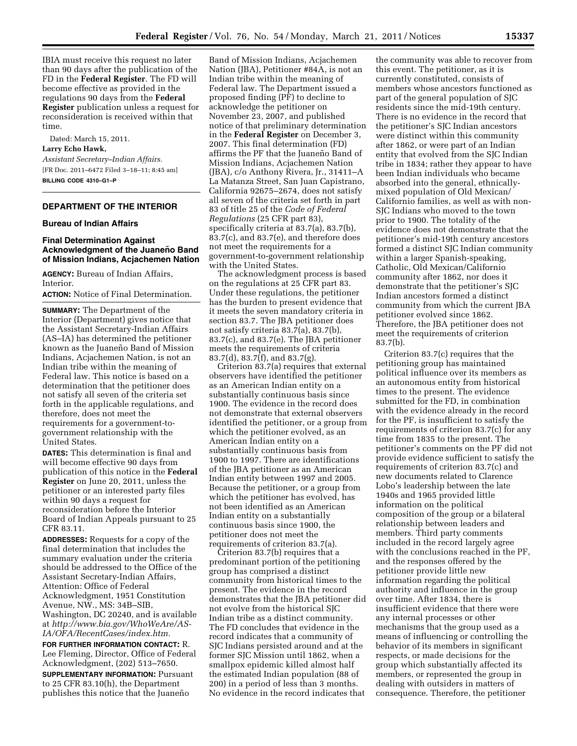IBIA must receive this request no later than 90 days after the publication of the FD in the **Federal Register**. The FD will become effective as provided in the regulations 90 days from the **Federal Register** publication unless a request for reconsideration is received within that time.

Dated: March 15, 2011.

**Larry Echo Hawk,**

*Assistant Secretary–Indian Affairs.*

[FR Doc. 2011–6472 Filed 3–18–11; 8:45 am]

**BILLING CODE 4310–G1–P**

---

## DEPARTMENT OF THE INTERIOR

### Bureau of Indian Affairs

### Final Determination Against Acknowledgment of the Juaneño Band of Mission Indians, Acjachemen Nation

**AGENCY:** Bureau of Indian Affairs, Interior.

**ACTION:** Notice of Final Determination.

**SUMMARY:** The Department of the Interior (Department) gives notice that the Assistant Secretary-Indian Affairs (AS–IA) has determined the petitioner known as the Juaneño Band of Mission Indians, Acjachemen Nation, is not an Indian tribe within the meaning of Federal law. This notice is based on a determination that the petitioner does not satisfy all seven of the criteria set forth in the applicable regulations, and therefore, does not meet the requirements for a government-to-government relationship with the United States.

**DATES:** This determination is final and will become effective 90 days from publication of this notice in the **Federal Register** on June 20, 2011, unless the petitioner or an interested party files within 90 days a request for reconsideration before the Interior Board of Indian Appeals pursuant to 25 CFR 83.11.

**ADDRESSES:** Requests for a copy of the final determination that includes the summary evaluation under the criteria should be addressed to the Office of the Assistant Secretary-Indian Affairs, Attention: Office of Federal Acknowledgment, 1951 Constitution Avenue, NW., MS: 34B–SIB, Washington, DC 20240, and is available at *http://www.bia.gov/WhoWeAre/AS-IA/OFA/RecentCases/index.htm.*

**FOR FURTHER INFORMATION CONTACT:** R. Lee Fleming, Director, Office of Federal Acknowledgment, (202) 513–7650.

**SUPPLEMENTARY INFORMATION:** Pursuant to 25 CFR 83.10(h), the Department publishes this notice that the Juaneño Band of Mission Indians, Acjachemen Nation (JBA), Petitioner #84A, is not an Indian tribe within the meaning of Federal law. The Department issued a proposed finding (PF) to decline to acknowledge the petitioner on November 23, 2007, and published notice of that preliminary determination in the **Federal Register** on December 3, 2007. This final determination (FD) affirms the PF that the Juaneño Band of Mission Indians, Acjachemen Nation (JBA), c/o Anthony Rivera, Jr., 31411–A La Matanza Street, San Juan Capistrano, California 92675–2674, does not satisfy all seven of the criteria set forth in part 83 of title 25 of the *Code of Federal Regulations* (25 CFR part 83), specifically criteria at 83.7(a), 83.7(b), 83.7(c), and 83.7(e), and therefore does not meet the requirements for a government-to-government relationship with the United States.

The acknowledgment process is based on the regulations at 25 CFR part 83. Under these regulations, the petitioner has the burden to present evidence that it meets the seven mandatory criteria in section 83.7. The JBA petitioner does not satisfy criteria 83.7(a), 83.7(b), 83.7(c), and 83.7(e). The JBA petitioner meets the requirements of criteria 83.7(d), 83.7(f), and 83.7(g).

Criterion 83.7(a) requires that external observers have identified the petitioner as an American Indian entity on a substantially continuous basis since 1900. The evidence in the record does not demonstrate that external observers identified the petitioner, or a group from which the petitioner evolved, as an American Indian entity on a substantially continuous basis from 1900 to 1997. There are identifications of the JBA petitioner as an American Indian entity between 1997 and 2005. Because the petitioner, or a group from which the petitioner has evolved, has not been identified as an American Indian entity on a substantially continuous basis since 1900, the petitioner does not meet the requirements of criterion 83.7(a).

Criterion 83.7(b) requires that a predominant portion of the petitioning group has comprised a distinct community from historical times to the present. The evidence in the record demonstrates that the JBA petitioner did not evolve from the historical SJC Indian tribe as a distinct community. The FD concludes that evidence in the record indicates that a community of SJC Indians persisted around and at the former SJC Mission until 1862, when a smallpox epidemic killed almost half the estimated Indian population (88 of 200) in a period of less than 3 months. No evidence in the record indicates that the community was able to recover from this event. The petitioner, as it is currently constituted, consists of members whose ancestors functioned as part of the general population of SJC residents since the mid-19th century. There is no evidence in the record that the petitioner's SJC Indian ancestors were distinct within this community after 1862, or were part of an Indian entity that evolved from the SJC Indian tribe in 1834; rather they appear to have been Indian individuals who became absorbed into the general, ethnically-mixed population of Old Mexican/Californio families, as well as with non-SJC Indians who moved to the town prior to 1900. The totality of the evidence does not demonstrate that the petitioner's mid-19th century ancestors formed a distinct SJC Indian community within a larger Spanish-speaking, Catholic, Old Mexican/Californio community after 1862, nor does it demonstrate that the petitioner's SJC Indian ancestors formed a distinct community from which the current JBA petitioner evolved since 1862. Therefore, the JBA petitioner does not meet the requirements of criterion 83.7(b).

Criterion 83.7(c) requires that the petitioning group has maintained political influence over its members as an autonomous entity from historical times to the present. The evidence submitted for the FD, in combination with the evidence already in the record for the PF, is insufficient to satisfy the requirements of criterion 83.7(c) for any time from 1835 to the present. The petitioner's comments on the PF did not provide evidence sufficient to satisfy the requirements of criterion 83.7(c) and new documents related to Clarence Lobo's leadership between the late 1940s and 1965 provided little information on the political composition of the group or a bilateral relationship between leaders and members. Third party comments included in the record largely agree with the conclusions reached in the PF, and the responses offered by the petitioner provide little new information regarding the political authority and influence in the group over time. After 1834, there is insufficient evidence that there were any internal processes or other mechanisms that the group used as a means of influencing or controlling the behavior of its members in significant respects, or made decisions for the group which substantially affected its members, or represented the group in dealing with outsiders in matters of consequence. Therefore, the petitioner